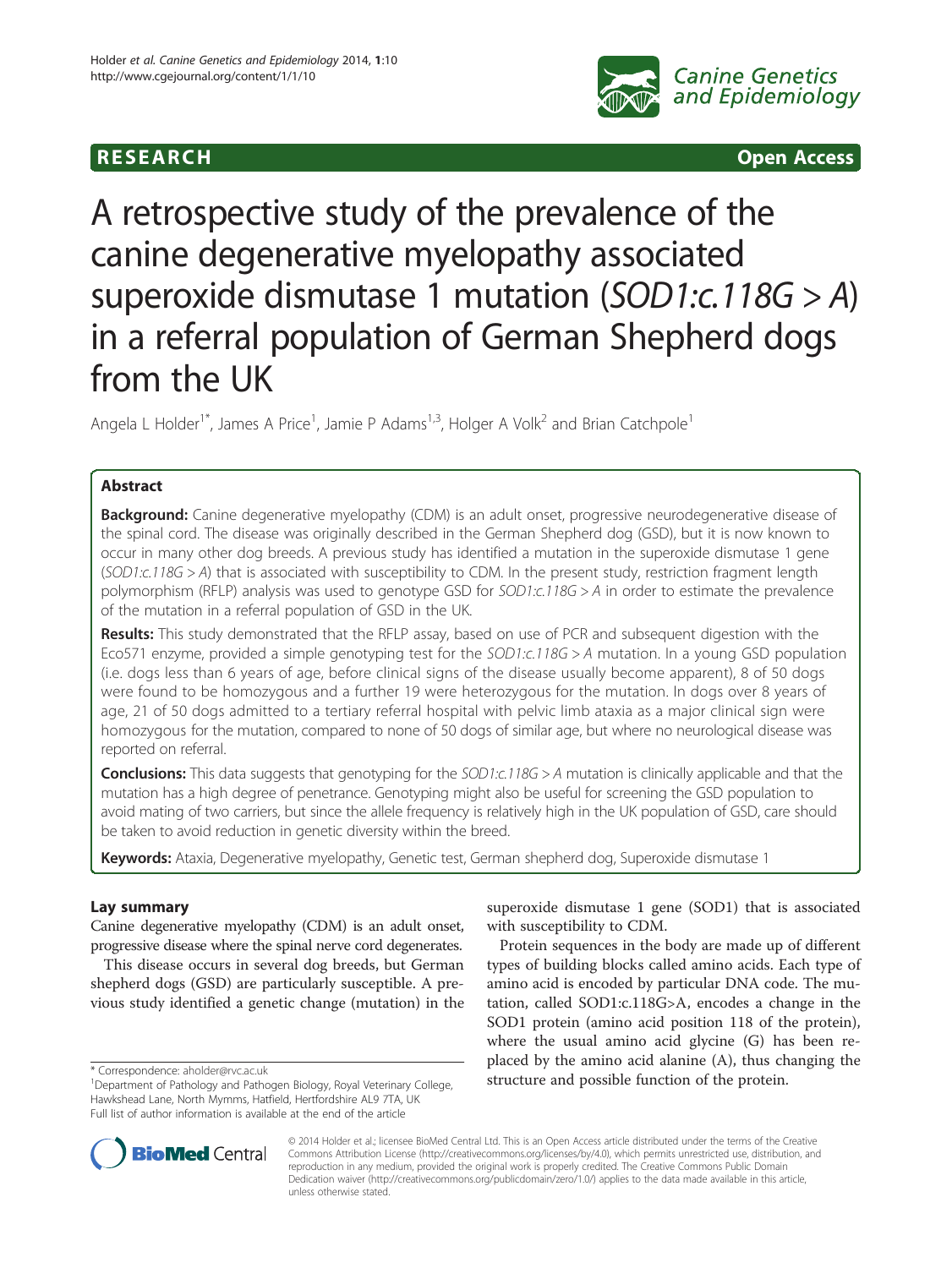RESEARCH Open Access

# A retrospective study of the prevalence of the canine degenerative myelopathy associated superoxide dismutase 1 mutation (*SOD1:c.118G > A*) in a referral population of German Shepherd dogs from the UK

Angela L Holder[1*], James A Price[1], Jamie P Adams[1,3], Holger A Volk[2] and Brian Catchpole[1]

## Abstract

**Background:** Canine degenerative myelopathy (CDM) is an adult onset, progressive neurodegenerative disease of the spinal cord. The disease was originally described in the German Shepherd dog (GSD), but it is now known to occur in many other dog breeds. A previous study has identified a mutation in the superoxide dismutase 1 gene (*SOD1:c.118G > A*) that is associated with susceptibility to CDM. In the present study, restriction fragment length polymorphism (RFLP) analysis was used to genotype GSD for *SOD1:c.118G > A* in order to estimate the prevalence of the mutation in a referral population of GSD in the UK.

**Results:** This study demonstrated that the RFLP assay, based on use of PCR and subsequent digestion with the Eco57I enzyme, provided a simple genotyping test for the *SOD1:c.118G > A* mutation. In a young GSD population (i.e. dogs less than 6 years of age, before clinical signs of the disease usually become apparent), 8 of 50 dogs were found to be homozygous and a further 19 were heterozygous for the mutation. In dogs over 8 years of age, 21 of 50 dogs admitted to a tertiary referral hospital with pelvic limb ataxia as a major clinical sign were homozygous for the mutation, compared to none of 50 dogs of similar age, but where no neurological disease was reported on referral.

**Conclusions:** This data suggests that genotyping for the *SOD1:c.118G > A* mutation is clinically applicable and that the mutation has a high degree of penetrance. Genotyping might also be useful for screening the GSD population to avoid mating of two carriers, but since the allele frequency is relatively high in the UK population of GSD, care should be taken to avoid reduction in genetic diversity within the breed.

**Keywords:** Ataxia, Degenerative myelopathy, Genetic test, German shepherd dog, Superoxide dismutase 1

## Lay summary

Canine degenerative myelopathy (CDM) is an adult onset, progressive disease where the spinal nerve cord degenerates.

This disease occurs in several dog breeds, but German shepherd dogs (GSD) are particularly susceptible. A previous study identified a genetic change (mutation) in the superoxide dismutase 1 gene (SOD1) that is associated with susceptibility to CDM.

Protein sequences in the body are made up of different types of building blocks called amino acids. Each type of amino acid is encoded by particular DNA code. The mutation, called SOD1:c.118G>A, encodes a change in the SOD1 protein (amino acid position 118 of the protein), where the usual amino acid glycine (G) has been replaced by the amino acid alanine (A), thus changing the structure and possible function of the protein.

\* Correspondence: aholder@rvc.ac.uk

[1]Department of Pathology and Pathogen Biology, Royal Veterinary College, Hawkshead Lane, North Mymms, Hatfield, Hertfordshire AL9 7TA, UK

Full list of author information is available at the end of the article

© 2014 Holder et al.; licensee BioMed Central Ltd. This is an Open Access article distributed under the terms of the Creative Commons Attribution License (http://creativecommons.org/licenses/by/4.0), which permits unrestricted use, distribution, and reproduction in any medium, provided the original work is properly credited. The Creative Commons Public Domain Dedication waiver (http://creativecommons.org/publicdomain/zero/1.0/) applies to the data made available in this article, unless otherwise stated.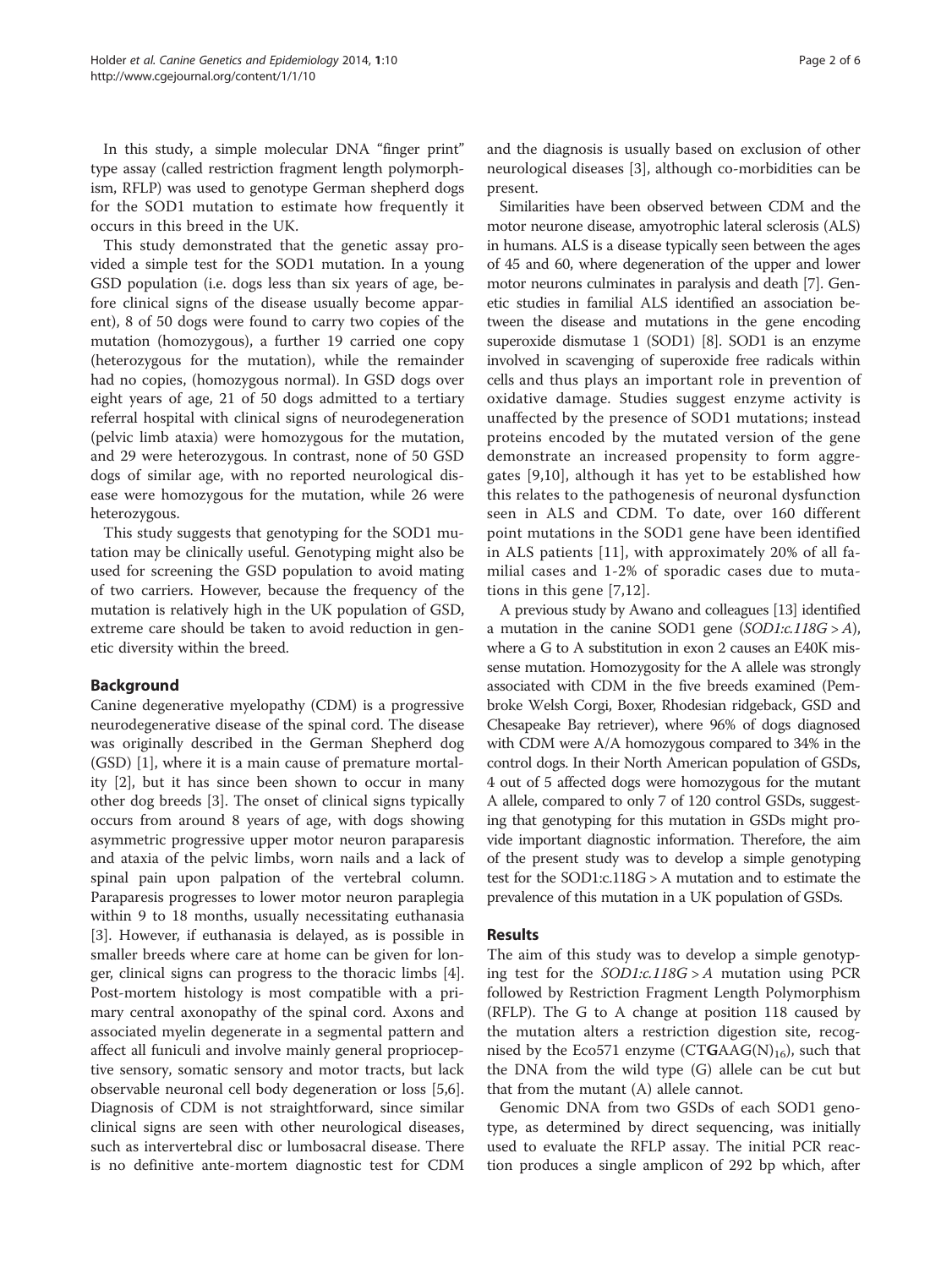In this study, a simple molecular DNA "finger print" type assay (called restriction fragment length polymorphism, RFLP) was used to genotype German shepherd dogs for the SOD1 mutation to estimate how frequently it occurs in this breed in the UK.

This study demonstrated that the genetic assay provided a simple test for the SOD1 mutation. In a young GSD population (i.e. dogs less than six years of age, before clinical signs of the disease usually become apparent), 8 of 50 dogs were found to carry two copies of the mutation (homozygous), a further 19 carried one copy (heterozygous for the mutation), while the remainder had no copies, (homozygous normal). In GSD dogs over eight years of age, 21 of 50 dogs admitted to a tertiary referral hospital with clinical signs of neurodegeneration (pelvic limb ataxia) were homozygous for the mutation, and 29 were heterozygous. In contrast, none of 50 GSD dogs of similar age, with no reported neurological disease were homozygous for the mutation, while 26 were heterozygous.

This study suggests that genotyping for the SOD1 mutation may be clinically useful. Genotyping might also be used for screening the GSD population to avoid mating of two carriers. However, because the frequency of the mutation is relatively high in the UK population of GSD, extreme care should be taken to avoid reduction in genetic diversity within the breed.

## Background

Canine degenerative myelopathy (CDM) is a progressive neurodegenerative disease of the spinal cord. The disease was originally described in the German Shepherd dog (GSD) [1], where it is a main cause of premature mortality [2], but it has since been shown to occur in many other dog breeds [3]. The onset of clinical signs typically occurs from around 8 years of age, with dogs showing asymmetric progressive upper motor neuron paraparesis and ataxia of the pelvic limbs, worn nails and a lack of spinal pain upon palpation of the vertebral column. Paraparesis progresses to lower motor neuron paraplegia within 9 to 18 months, usually necessitating euthanasia [3]. However, if euthanasia is delayed, as is possible in smaller breeds where care at home can be given for longer, clinical signs can progress to the thoracic limbs [4]. Post-mortem histology is most compatible with a primary central axonopathy of the spinal cord. Axons and associated myelin degenerate in a segmental pattern and affect all funiculi and involve mainly general proprioceptive sensory, somatic sensory and motor tracts, but lack observable neuronal cell body degeneration or loss [5,6]. Diagnosis of CDM is not straightforward, since similar clinical signs are seen with other neurological diseases, such as intervertebral disc or lumbosacral disease. There is no definitive ante-mortem diagnostic test for CDM and the diagnosis is usually based on exclusion of other neurological diseases [3], although co-morbidities can be present.

Similarities have been observed between CDM and the motor neurone disease, amyotrophic lateral sclerosis (ALS) in humans. ALS is a disease typically seen between the ages of 45 and 60, where degeneration of the upper and lower motor neurons culminates in paralysis and death [7]. Genetic studies in familial ALS identified an association between the disease and mutations in the gene encoding superoxide dismutase 1 (SOD1) [8]. SOD1 is an enzyme involved in scavenging of superoxide free radicals within cells and thus plays an important role in prevention of oxidative damage. Studies suggest enzyme activity is unaffected by the presence of SOD1 mutations; instead proteins encoded by the mutated version of the gene demonstrate an increased propensity to form aggregates [9,10], although it has yet to be established how this relates to the pathogenesis of neuronal dysfunction seen in ALS and CDM. To date, over 160 different point mutations in the SOD1 gene have been identified in ALS patients [11], with approximately 20% of all familial cases and 1-2% of sporadic cases due to mutations in this gene [7,12].

A previous study by Awano and colleagues [13] identified a mutation in the canine SOD1 gene (*SOD1:c.118G > A*), where a G to A substitution in exon 2 causes an E40K missense mutation. Homozygosity for the A allele was strongly associated with CDM in the five breeds examined (Pembroke Welsh Corgi, Boxer, Rhodesian ridgeback, GSD and Chesapeake Bay retriever), where 96% of dogs diagnosed with CDM were A/A homozygous compared to 34% in the control dogs. In their North American population of GSDs, 4 out of 5 affected dogs were homozygous for the mutant A allele, compared to only 7 of 120 control GSDs, suggesting that genotyping for this mutation in GSDs might provide important diagnostic information. Therefore, the aim of the present study was to develop a simple genotyping test for the SOD1:c.118G > A mutation and to estimate the prevalence of this mutation in a UK population of GSDs.

## Results

The aim of this study was to develop a simple genotyping test for the *SOD1:c.118G > A* mutation using PCR followed by Restriction Fragment Length Polymorphism (RFLP). The G to A change at position 118 caused by the mutation alters a restriction digestion site, recognised by the Eco57I enzyme ($CT\mathbf{G}AAG(N)_{16}$), such that the DNA from the wild type (G) allele can be cut but that from the mutant (A) allele cannot.

Genomic DNA from two GSDs of each SOD1 genotype, as determined by direct sequencing, was initially used to evaluate the RFLP assay. The initial PCR reaction produces a single amplicon of 292 bp which, after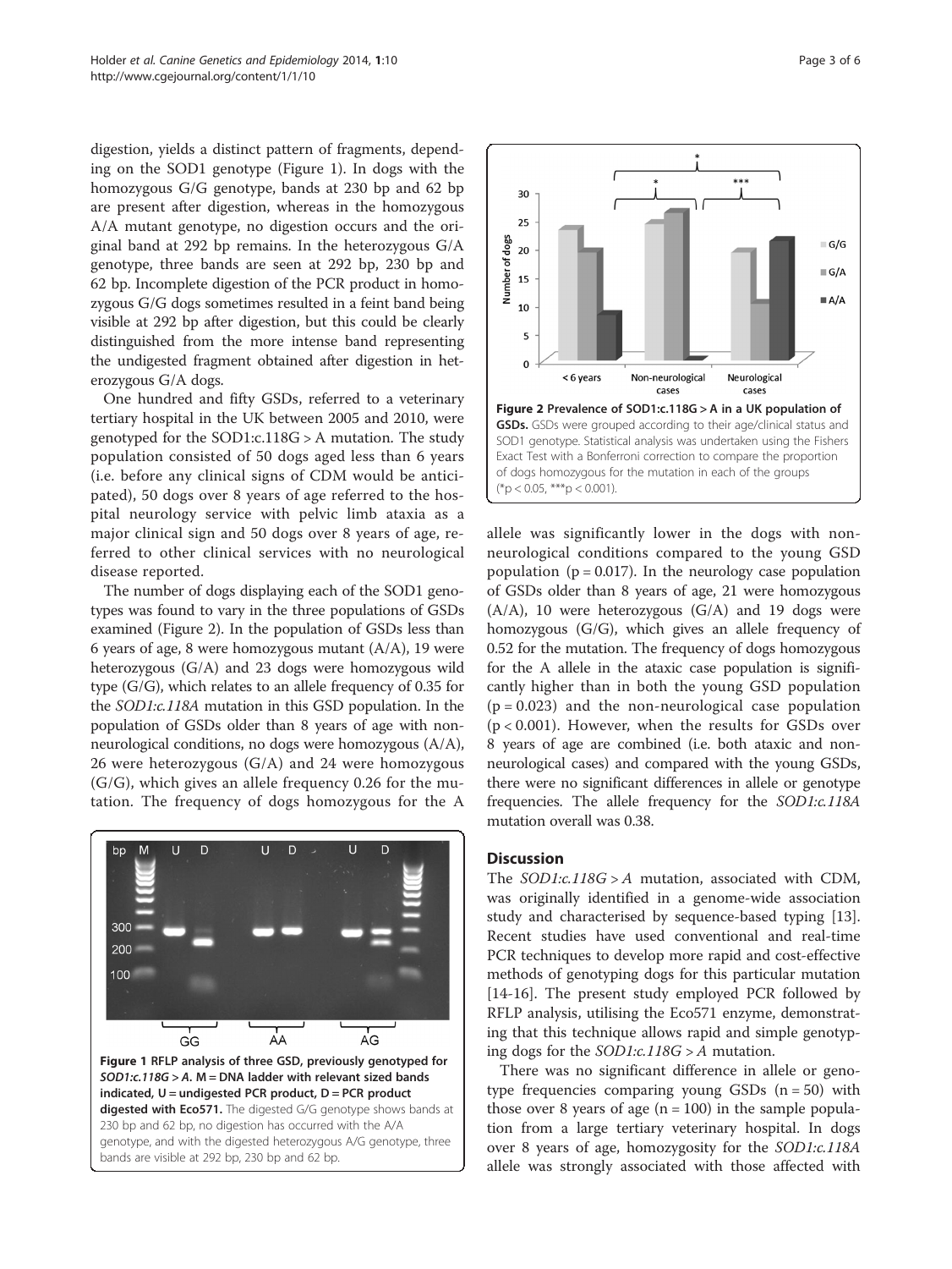digestion, yields a distinct pattern of fragments, depending on the SOD1 genotype (Figure 1). In dogs with the homozygous G/G genotype, bands at 230 bp and 62 bp are present after digestion, whereas in the homozygous A/A mutant genotype, no digestion occurs and the original band at 292 bp remains. In the heterozygous G/A genotype, three bands are seen at 292 bp, 230 bp and 62 bp. Incomplete digestion of the PCR product in homozygous G/G dogs sometimes resulted in a feint band being visible at 292 bp after digestion, but this could be clearly distinguished from the more intense band representing the undigested fragment obtained after digestion in heterozygous G/A dogs.

One hundred and fifty GSDs, referred to a veterinary tertiary hospital in the UK between 2005 and 2010, were genotyped for the SOD1:c.118G > A mutation. The study population consisted of 50 dogs aged less than 6 years (i.e. before any clinical signs of CDM would be anticipated), 50 dogs over 8 years of age referred to the hospital neurology service with pelvic limb ataxia as a major clinical sign and 50 dogs over 8 years of age, referred to other clinical services with no neurological disease reported.

The number of dogs displaying each of the SOD1 genotypes was found to vary in the three populations of GSDs examined (Figure 2). In the population of GSDs less than 6 years of age, 8 were homozygous mutant (A/A), 19 were heterozygous (G/A) and 23 dogs were homozygous wild type (G/G), which relates to an allele frequency of 0.35 for the *SOD1:c.118A* mutation in this GSD population. In the population of GSDs older than 8 years of age with non-neurological conditions, no dogs were homozygous (A/A), 26 were heterozygous (G/A) and 24 were homozygous (G/G), which gives an allele frequency 0.26 for the mutation. The frequency of dogs homozygous for the A allele was significantly lower in the dogs with non-neurological conditions compared to the young GSD population ($p = 0.017$). In the neurology case population of GSDs older than 8 years of age, 21 were homozygous (A/A), 10 were heterozygous (G/A) and 19 dogs were homozygous (G/G), which gives an allele frequency of 0.52 for the mutation. The frequency of dogs homozygous for the A allele in the ataxic case population is significantly higher than in both the young GSD population ($p = 0.023$) and the non-neurological case population ($p < 0.001$). However, when the results for GSDs over 8 years of age are combined (i.e. both ataxic and non-neurological cases) and compared with the young GSDs, there were no significant differences in allele or genotype frequencies. The allele frequency for the *SOD1:c.118A* mutation overall was 0.38.

**Figure 1 RFLP analysis of three GSD, previously genotyped for *SOD1:c.118G > A*. M = DNA ladder with relevant sized bands indicated, U = undigested PCR product, D = PCR product digested with Eco571.** The digested G/G genotype shows bands at 230 bp and 62 bp, no digestion has occurred with the A/A genotype, and with the digested heterozygous A/G genotype, three bands are visible at 292 bp, 230 bp and 62 bp.

**Figure 2 Prevalence of SOD1:c.118G > A in a UK population of GSDs.** GSDs were grouped according to their age/clinical status and SOD1 genotype. Statistical analysis was undertaken using the Fishers Exact Test with a Bonferroni correction to compare the proportion of dogs homozygous for the mutation in each of the groups (*$p < 0.05$, ***$p < 0.001$).

## Discussion

The *SOD1:c.118G > A* mutation, associated with CDM, was originally identified in a genome-wide association study and characterised by sequence-based typing [13]. Recent studies have used conventional and real-time PCR techniques to develop more rapid and cost-effective methods of genotyping dogs for this particular mutation [14-16]. The present study employed PCR followed by RFLP analysis, utilising the Eco571 enzyme, demonstrating that this technique allows rapid and simple genotyping dogs for the *SOD1:c.118G > A* mutation.

There was no significant difference in allele or genotype frequencies comparing young GSDs ($n = 50$) with those over 8 years of age ($n = 100$) in the sample population from a large tertiary veterinary hospital. In dogs over 8 years of age, homozygosity for the *SOD1:c.118A* allele was strongly associated with those affected with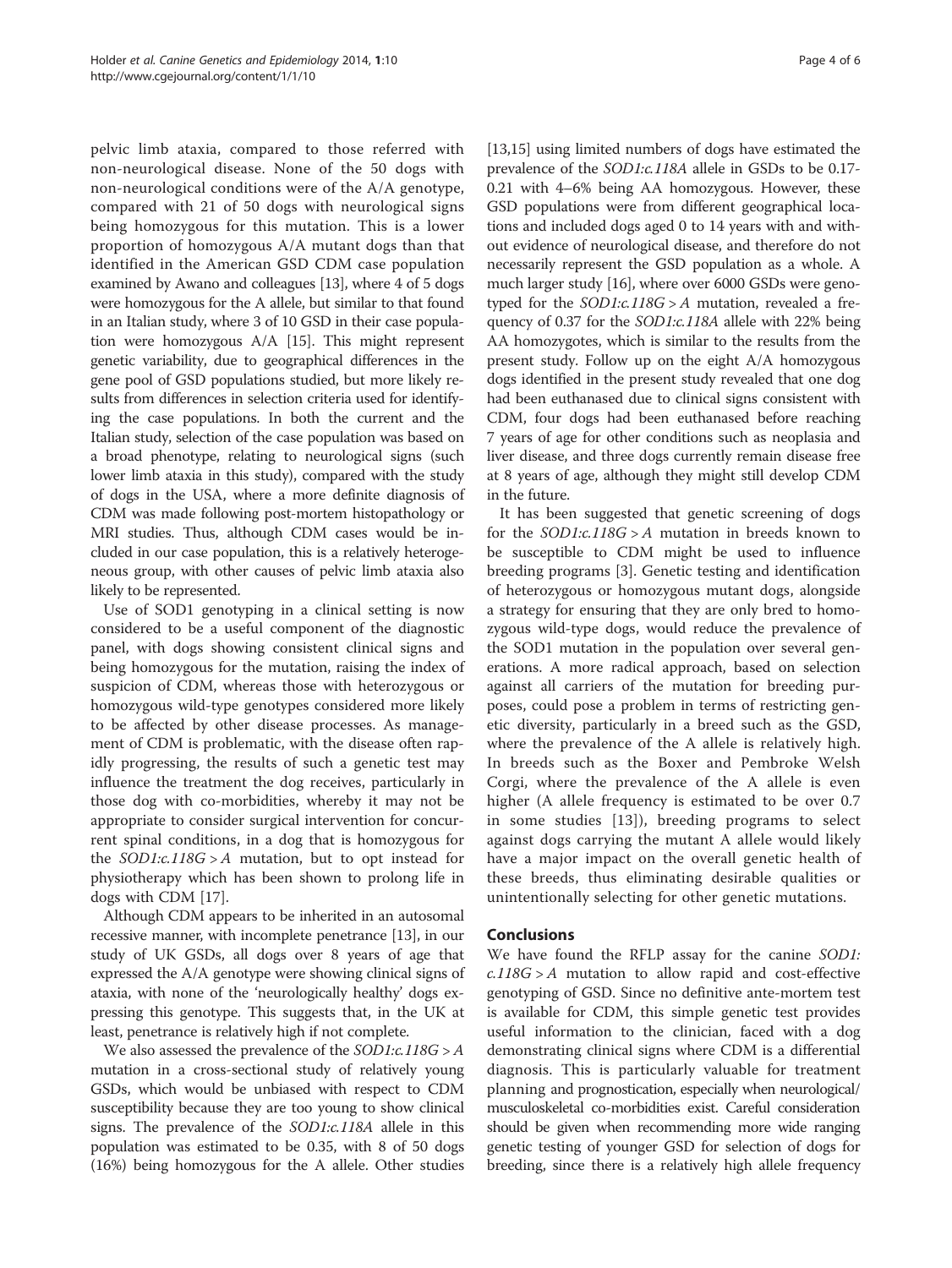pelvic limb ataxia, compared to those referred with non-neurological disease. None of the 50 dogs with non-neurological conditions were of the A/A genotype, compared with 21 of 50 dogs with neurological signs being homozygous for this mutation. This is a lower proportion of homozygous A/A mutant dogs than that identified in the American GSD CDM case population examined by Awano and colleagues [13], where 4 of 5 dogs were homozygous for the A allele, but similar to that found in an Italian study, where 3 of 10 GSD in their case population were homozygous A/A [15]. This might represent genetic variability, due to geographical differences in the gene pool of GSD populations studied, but more likely results from differences in selection criteria used for identifying the case populations. In both the current and the Italian study, selection of the case population was based on a broad phenotype, relating to neurological signs (such lower limb ataxia in this study), compared with the study of dogs in the USA, where a more definite diagnosis of CDM was made following post-mortem histopathology or MRI studies. Thus, although CDM cases would be included in our case population, this is a relatively heterogeneous group, with other causes of pelvic limb ataxia also likely to be represented.

Use of SOD1 genotyping in a clinical setting is now considered to be a useful component of the diagnostic panel, with dogs showing consistent clinical signs and being homozygous for the mutation, raising the index of suspicion of CDM, whereas those with heterozygous or homozygous wild-type genotypes considered more likely to be affected by other disease processes. As management of CDM is problematic, with the disease often rapidly progressing, the results of such a genetic test may influence the treatment the dog receives, particularly in those dog with co-morbidities, whereby it may not be appropriate to consider surgical intervention for concurrent spinal conditions, in a dog that is homozygous for the *SOD1:c.118G > A* mutation, but to opt instead for physiotherapy which has been shown to prolong life in dogs with CDM [17].

Although CDM appears to be inherited in an autosomal recessive manner, with incomplete penetrance [13], in our study of UK GSDs, all dogs over 8 years of age that expressed the A/A genotype were showing clinical signs of ataxia, with none of the 'neurologically healthy' dogs expressing this genotype. This suggests that, in the UK at least, penetrance is relatively high if not complete.

We also assessed the prevalence of the *SOD1:c.118G > A* mutation in a cross-sectional study of relatively young GSDs, which would be unbiased with respect to CDM susceptibility because they are too young to show clinical signs. The prevalence of the *SOD1:c.118A* allele in this population was estimated to be 0.35, with 8 of 50 dogs (16%) being homozygous for the A allele. Other studies [13,15] using limited numbers of dogs have estimated the prevalence of the *SOD1:c.118A* allele in GSDs to be 0.17-0.21 with 4–6% being AA homozygous. However, these GSD populations were from different geographical locations and included dogs aged 0 to 14 years with and without evidence of neurological disease, and therefore do not necessarily represent the GSD population as a whole. A much larger study [16], where over 6000 GSDs were genotyped for the *SOD1:c.118G > A* mutation, revealed a frequency of 0.37 for the *SOD1:c.118A* allele with 22% being AA homozygotes, which is similar to the results from the present study. Follow up on the eight A/A homozygous dogs identified in the present study revealed that one dog had been euthanased due to clinical signs consistent with CDM, four dogs had been euthanased before reaching 7 years of age for other conditions such as neoplasia and liver disease, and three dogs currently remain disease free at 8 years of age, although they might still develop CDM in the future.

It has been suggested that genetic screening of dogs for the *SOD1:c.118G > A* mutation in breeds known to be susceptible to CDM might be used to influence breeding programs [3]. Genetic testing and identification of heterozygous or homozygous mutant dogs, alongside a strategy for ensuring that they are only bred to homozygous wild-type dogs, would reduce the prevalence of the SOD1 mutation in the population over several generations. A more radical approach, based on selection against all carriers of the mutation for breeding purposes, could pose a problem in terms of restricting genetic diversity, particularly in a breed such as the GSD, where the prevalence of the A allele is relatively high. In breeds such as the Boxer and Pembroke Welsh Corgi, where the prevalence of the A allele is even higher (A allele frequency is estimated to be over 0.7 in some studies [13]), breeding programs to select against dogs carrying the mutant A allele would likely have a major impact on the overall genetic health of these breeds, thus eliminating desirable qualities or unintentionally selecting for other genetic mutations.

## Conclusions

We have found the RFLP assay for the canine *SOD1:c.118G > A* mutation to allow rapid and cost-effective genotyping of GSD. Since no definitive ante-mortem test is available for CDM, this simple genetic test provides useful information to the clinician, faced with a dog demonstrating clinical signs where CDM is a differential diagnosis. This is particularly valuable for treatment planning and prognostication, especially when neurological/musculoskeletal co-morbidities exist. Careful consideration should be given when recommending more wide ranging genetic testing of younger GSD for selection of dogs for breeding, since there is a relatively high allele frequency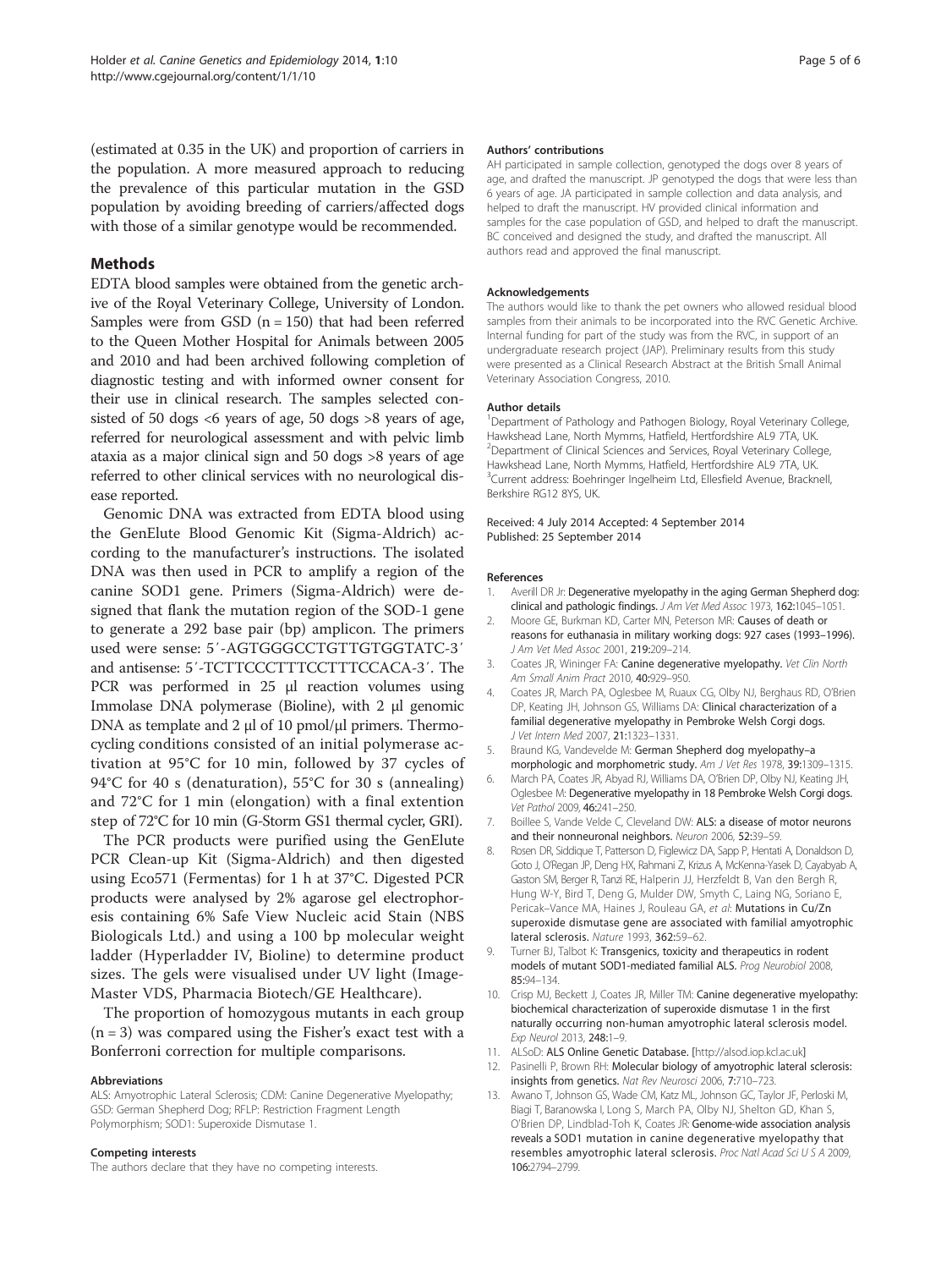(estimated at 0.35 in the UK) and proportion of carriers in the population. A more measured approach to reducing the prevalence of this particular mutation in the GSD population by avoiding breeding of carriers/affected dogs with those of a similar genotype would be recommended.

## Methods

EDTA blood samples were obtained from the genetic archive of the Royal Veterinary College, University of London. Samples were from GSD (n = 150) that had been referred to the Queen Mother Hospital for Animals between 2005 and 2010 and had been archived following completion of diagnostic testing and with informed owner consent for their use in clinical research. The samples selected consisted of 50 dogs <6 years of age, 50 dogs >8 years of age, referred for neurological assessment and with pelvic limb ataxia as a major clinical sign and 50 dogs >8 years of age referred to other clinical services with no neurological disease reported.

Genomic DNA was extracted from EDTA blood using the GenElute Blood Genomic Kit (Sigma-Aldrich) according to the manufacturer's instructions. The isolated DNA was then used in PCR to amplify a region of the canine SOD1 gene. Primers (Sigma-Aldrich) were designed that flank the mutation region of the SOD-1 gene to generate a 292 base pair (bp) amplicon. The primers used were sense: 5′-AGTGGGCCTGTTGTGGTATC-3′ and antisense: 5′-TCTTCCCTTTCCTTTCCACA-3′. The PCR was performed in 25 μl reaction volumes using Immolase DNA polymerase (Bioline), with 2 μl genomic DNA as template and 2 μl of 10 pmol/μl primers. Thermocycling conditions consisted of an initial polymerase activation at 95°C for 10 min, followed by 37 cycles of 94°C for 40 s (denaturation), 55°C for 30 s (annealing) and 72°C for 1 min (elongation) with a final extention step of 72°C for 10 min (G-Storm GS1 thermal cycler, GRI).

The PCR products were purified using the GenElute PCR Clean-up Kit (Sigma-Aldrich) and then digested using Eco57I (Fermentas) for 1 h at 37°C. Digested PCR products were analysed by 2% agarose gel electrophoresis containing 6% Safe View Nucleic acid Stain (NBS Biologicals Ltd.) and using a 100 bp molecular weight ladder (Hyperladder IV, Bioline) to determine product sizes. The gels were visualised under UV light (Image-Master VDS, Pharmacia Biotech/GE Healthcare).

The proportion of homozygous mutants in each group (n = 3) was compared using the Fisher's exact test with a Bonferroni correction for multiple comparisons.

### Abbreviations

ALS: Amyotrophic Lateral Sclerosis; CDM: Canine Degenerative Myelopathy; GSD: German Shepherd Dog; RFLP: Restriction Fragment Length Polymorphism; SOD1: Superoxide Dismutase 1.

### Competing interests

The authors declare that they have no competing interests.

### Authors' contributions

AH participated in sample collection, genotyped the dogs over 8 years of age, and drafted the manuscript. JP genotyped the dogs that were less than 6 years of age. JA participated in sample collection and data analysis, and helped to draft the manuscript. HV provided clinical information and samples for the case population of GSD, and helped to draft the manuscript. BC conceived and designed the study, and drafted the manuscript. All authors read and approved the final manuscript.

### Acknowledgements

The authors would like to thank the pet owners who allowed residual blood samples from their animals to be incorporated into the RVC Genetic Archive. Internal funding for part of the study was from the RVC, in support of an undergraduate research project (JAP). Preliminary results from this study were presented as a Clinical Research Abstract at the British Small Animal Veterinary Association Congress, 2010.

### Author details

[1]Department of Pathology and Pathogen Biology, Royal Veterinary College, Hawkshead Lane, North Mymms, Hatfield, Hertfordshire AL9 7TA, UK. [2]Department of Clinical Sciences and Services, Royal Veterinary College, Hawkshead Lane, North Mymms, Hatfield, Hertfordshire AL9 7TA, UK. [3]Current address: Boehringer Ingelheim Ltd, Ellesfield Avenue, Bracknell, Berkshire RG12 8YS, UK.

Received: 4 July 2014 Accepted: 4 September 2014
Published: 25 September 2014

### References

1. Averill DR Jr: **Degenerative myelopathy in the aging German Shepherd dog: clinical and pathologic findings.** *J Am Vet Med Assoc* 1973, **162**:1045–1051.
2. Moore GE, Burkman KD, Carter MN, Peterson MR: **Causes of death or reasons for euthanasia in military working dogs: 927 cases (1993–1996).** *J Am Vet Med Assoc* 2001, **219**:209–214.
3. Coates JR, Wininger FA: **Canine degenerative myelopathy.** *Vet Clin North Am Small Anim Pract* 2010, **40**:929–950.
4. Coates JR, March PA, Oglesbee M, Ruaux CG, Olby NJ, Berghaus RD, O'Brien DP, Keating JH, Johnson GS, Williams DA: **Clinical characterization of a familial degenerative myelopathy in Pembroke Welsh Corgi dogs.** *J Vet Intern Med* 2007, **21**:1323–1331.
5. Braund KG, Vandevelde M: **German Shepherd dog myelopathy–a morphologic and morphometric study.** *Am J Vet Res* 1978, **39**:1309–1315.
6. March PA, Coates JR, Abyad RJ, Williams DA, O'Brien DP, Olby NJ, Keating JH, Oglesbee M: **Degenerative myelopathy in 18 Pembroke Welsh Corgi dogs.** *Vet Pathol* 2009, **46**:241–250.
7. Boillee S, Vande Velde C, Cleveland DW: **ALS: a disease of motor neurons and their nonneuronal neighbors.** *Neuron* 2006, **52**:39–59.
8. Rosen DR, Siddique T, Patterson D, Figlewicz DA, Sapp P, Hentati A, Donaldson D, Goto J, O'Regan JP, Deng HX, Rahmani Z, Krizus A, McKenna-Yasek D, Cayabyab A, Gaston SM, Berger R, Tanzi RE, Halperin JJ, Herzfeldt B, Van den Bergh R, Hung W-Y, Bird T, Deng G, Mulder DW, Smyth C, Laing NG, Soriano E, Pericak–Vance MA, Haines J, Rouleau GA, *et al*: **Mutations in Cu/Zn superoxide dismutase gene are associated with familial amyotrophic lateral sclerosis.** *Nature* 1993, **362**:59–62.
9. Turner BJ, Talbot K: **Transgenics, toxicity and therapeutics in rodent models of mutant SOD1-mediated familial ALS.** *Prog Neurobiol* 2008, **85**:94–134.
10. Crisp MJ, Beckett J, Coates JR, Miller TM: **Canine degenerative myelopathy: biochemical characterization of superoxide dismutase 1 in the first naturally occurring non-human amyotrophic lateral sclerosis model.** *Exp Neurol* 2013, **248**:1–9.
11. ALSoD: **ALS Online Genetic Database.** [http://alsod.iop.kcl.ac.uk]
12. Pasinelli P, Brown RH: **Molecular biology of amyotrophic lateral sclerosis: insights from genetics.** *Nat Rev Neurosci* 2006, **7**:710–723.
13. Awano T, Johnson GS, Wade CM, Katz ML, Johnson GC, Taylor JF, Perloski M, Biagi T, Baranowska I, Long S, March PA, Olby NJ, Shelton GD, Khan S, O'Brien DP, Lindblad-Toh K, Coates JR: **Genome-wide association analysis reveals a SOD1 mutation in canine degenerative myelopathy that resembles amyotrophic lateral sclerosis.** *Proc Natl Acad Sci U S A* 2009, **106**:2794–2799.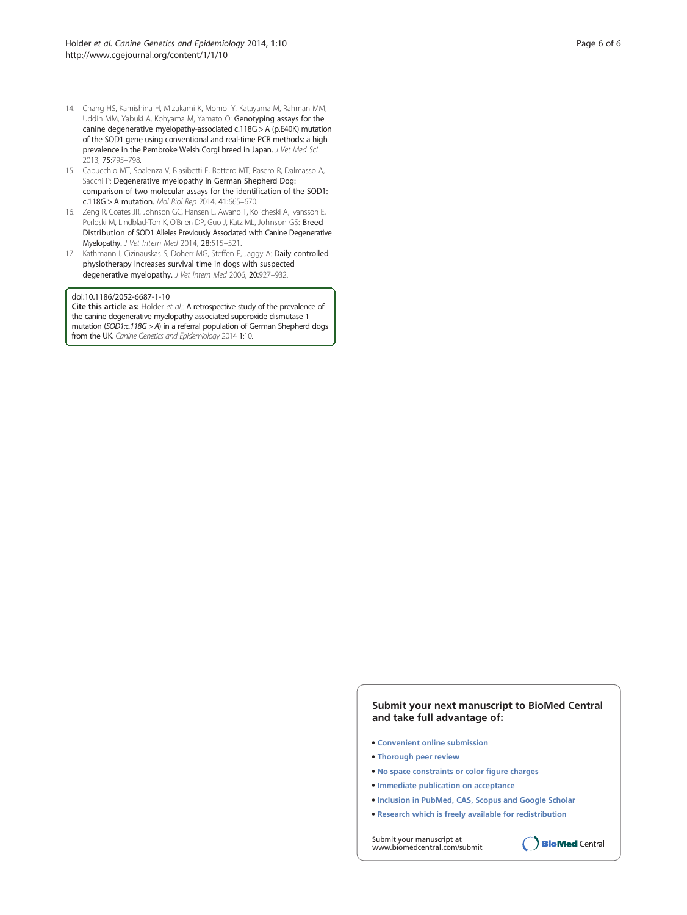14. Chang HS, Kamishina H, Mizukami K, Momoi Y, Katayama M, Rahman MM, Uddin MM, Yabuki A, Kohyama M, Yamato O: **Genotyping assays for the canine degenerative myelopathy-associated c.118G > A (p.E40K) mutation of the SOD1 gene using conventional and real-time PCR methods: a high prevalence in the Pembroke Welsh Corgi breed in Japan.** *J Vet Med Sci* 2013, **75:**795–798.
15. Capucchio MT, Spalenza V, Biasibetti E, Bottero MT, Rasero R, Dalmasso A, Sacchi P: **Degenerative myelopathy in German Shepherd Dog: comparison of two molecular assays for the identification of the SOD1: c.118G > A mutation.** *Mol Biol Rep* 2014, **41:**665–670.
16. Zeng R, Coates JR, Johnson GC, Hansen L, Awano T, Kolicheski A, Ivansson E, Perloski M, Lindblad-Toh K, O'Brien DP, Guo J, Katz ML, Johnson GS: **Breed Distribution of SOD1 Alleles Previously Associated with Canine Degenerative Myelopathy.** *J Vet Intern Med* 2014, **28:**515–521.
17. Kathmann I, Cizinauskas S, Doherr MG, Steffen F, Jaggy A: **Daily controlled physiotherapy increases survival time in dogs with suspected degenerative myelopathy.** *J Vet Intern Med* 2006, **20:**927–932.

doi:10.1186/2052-6687-1-10
**Cite this article as:** Holder *et al.*: A retrospective study of the prevalence of the canine degenerative myelopathy associated superoxide dismutase 1 mutation (*SOD1:c.118G > A*) in a referral population of German Shepherd dogs from the UK. *Canine Genetics and Epidemiology* 2014 1:10.

**Submit your next manuscript to BioMed Central and take full advantage of:**

- **Convenient online submission**
- **Thorough peer review**
- **No space constraints or color figure charges**
- **Immediate publication on acceptance**
- **Inclusion in PubMed, CAS, Scopus and Google Scholar**
- **Research which is freely available for redistribution**

Submit your manuscript at
www.biomedcentral.com/submit

BioMed Central